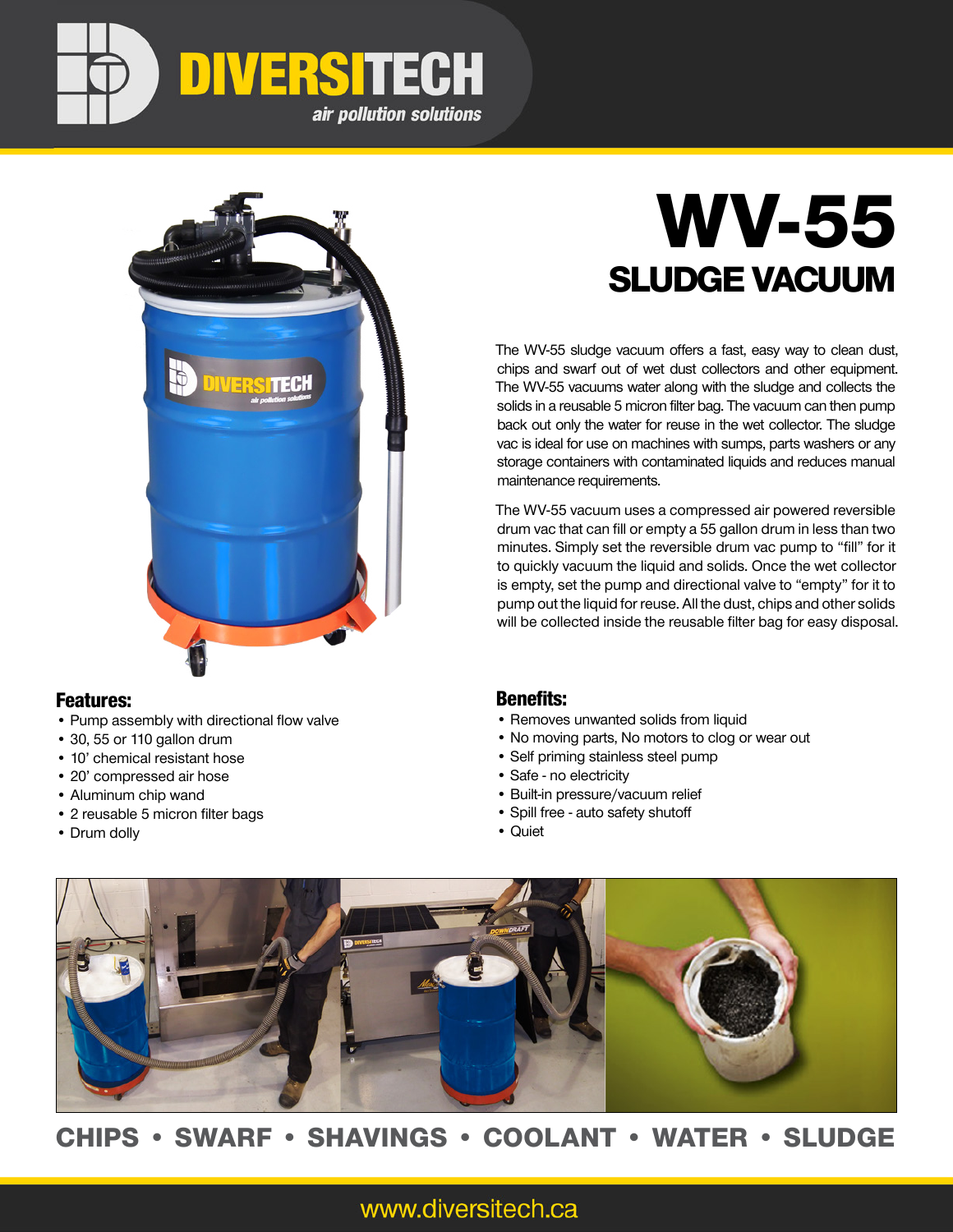# DIVERSITECH

*air pollution solutions*

# WV-55

## SLUDGE VACUUM

The WV-55 sludge vacuum offers a fast, easy way to clean dust, chips and swarf out of wet dust collectors and other equipment. The WV-55 vacuums water along with the sludge and collects the solids in a reusable 5 micron filter bag. The vacuum can then pump back out only the water for reuse in the wet collector. The sludge vac is ideal for use on machines with sumps, parts washers or any storage containers with contaminated liquids and reduces manual maintenance requirements.

The WV-55 vacuum uses a compressed air powered reversible drum vac that can fill or empty a 55 gallon drum in less than two minutes. Simply set the reversible drum vac pump to "fill" for it to quickly vacuum the liquid and solids. Once the wet collector is empty, set the pump and directional valve to "empty" for it to pump out the liquid for reuse. All the dust, chips and other solids will be collected inside the reusable filter bag for easy disposal.

### Features:

- Pump assembly with directional flow valve
- 30, 55 or 110 gallon drum
- 10' chemical resistant hose
- 20' compressed air hose
- Aluminum chip wand
- 2 reusable 5 micron filter bags
- Drum dolly

### Benefits:

- Removes unwanted solids from liquid
- No moving parts, No motors to clog or wear out
- Self priming stainless steel pump
- Safe - no electricity
- Built-in pressure/vacuum relief
- Spill free - auto safety shutoff
- Quiet

**CHIPS • SWARF • SHAVINGS • COOLANT • WATER • SLUDGE**

www.diversitech.ca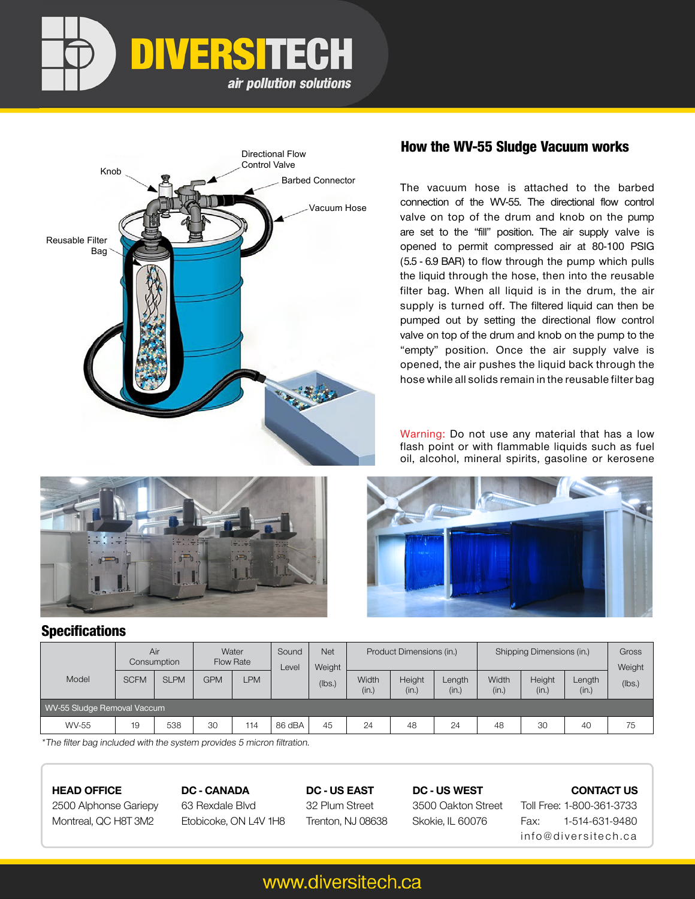DIVERSITECH
air pollution solutions

Directional Flow Control Valve

Knob

Barbed Connector

Vacuum Hose

Reusable Filter Bag

## How the WV-55 Sludge Vacuum works

The vacuum hose is attached to the barbed connection of the WV-55. The directional flow control valve on top of the drum and knob on the pump are set to the "fill" position. The air supply valve is opened to permit compressed air at 80-100 PSIG (5.5 - 6.9 BAR) to flow through the pump which pulls the liquid through the hose, then into the reusable filter bag. When all liquid is in the drum, the air supply is turned off. The filtered liquid can then be pumped out by setting the directional flow control valve on top of the drum and knob on the pump to the "empty" position. Once the air supply valve is opened, the air pushes the liquid back through the hose while all solids remain in the reusable filter bag

Warning: Do not use any material that has a low flash point or with flammable liquids such as fuel oil, alcohol, mineral spirits, gasoline or kerosene

## Specifications

| Model | Air Consumption | | Water Flow Rate | | Sound Level | Net Weight (lbs.) | Product Dimensions (in.) | | | Shipping Dimensions (in.) | | | Gross Weight (lbs.) |
|---|---|---|---|---|---|---|---|---|---|---|---|---|---|
| | SCFM | SLPM | GPM | LPM | | | Width (in.) | Height (in.) | Length (in.) | Width (in.) | Height (in.) | Length (in.) | |
| WV-55 Sludge Removal Vaccum | | | | | | | | | | | | | |
| WV-55 | 19 | 538 | 30 | 114 | 86 dBA | 45 | 24 | 48 | 24 | 48 | 30 | 40 | 75 |

*The filter bag included with the system provides 5 micron filtration.*

**HEAD OFFICE**
2500 Alphonse Gariepy
Montreal, QC H8T 3M2

**DC - CANADA**
63 Rexdale Blvd
Etobicoke, ON L4V 1H8

**DC - US EAST**
32 Plum Street
Trenton, NJ 08638

**DC - US WEST**
3500 Oakton Street
Skokie, IL 60076

**CONTACT US**
Toll Free: 1-800-361-3733
Fax: 1-514-631-9480
info@diversitech.ca

www.diversitech.ca